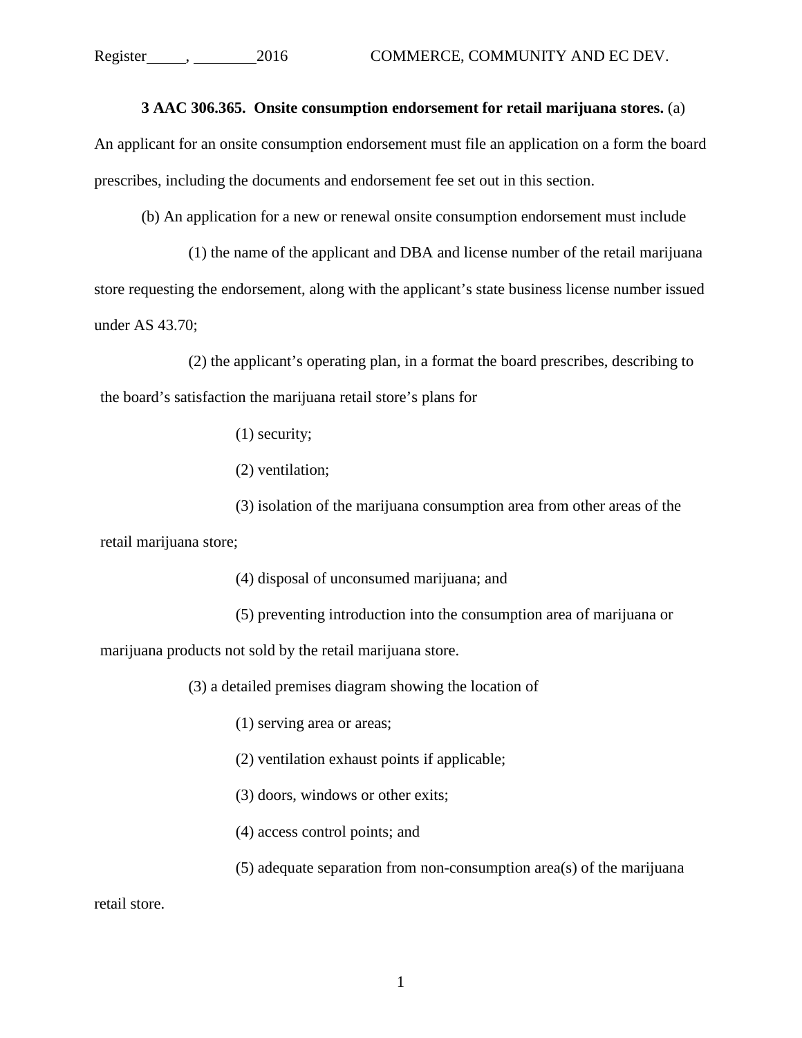**3 AAC 306.365. Onsite consumption endorsement for retail marijuana stores.** (a) An applicant for an onsite consumption endorsement must file an application on a form the board prescribes, including the documents and endorsement fee set out in this section.

(b) An application for a new or renewal onsite consumption endorsement must include

(1) the name of the applicant and DBA and license number of the retail marijuana store requesting the endorsement, along with the applicant's state business license number issued under AS 43.70;

(2) the applicant's operating plan, in a format the board prescribes, describing to the board's satisfaction the marijuana retail store's plans for

(1) security;

(2) ventilation;

(3) isolation of the marijuana consumption area from other areas of the retail marijuana store;

(4) disposal of unconsumed marijuana; and

(5) preventing introduction into the consumption area of marijuana or marijuana products not sold by the retail marijuana store.

(3) a detailed premises diagram showing the location of

(1) serving area or areas;

(2) ventilation exhaust points if applicable;

(3) doors, windows or other exits;

(4) access control points; and

(5) adequate separation from non-consumption area(s) of the marijuana retail store.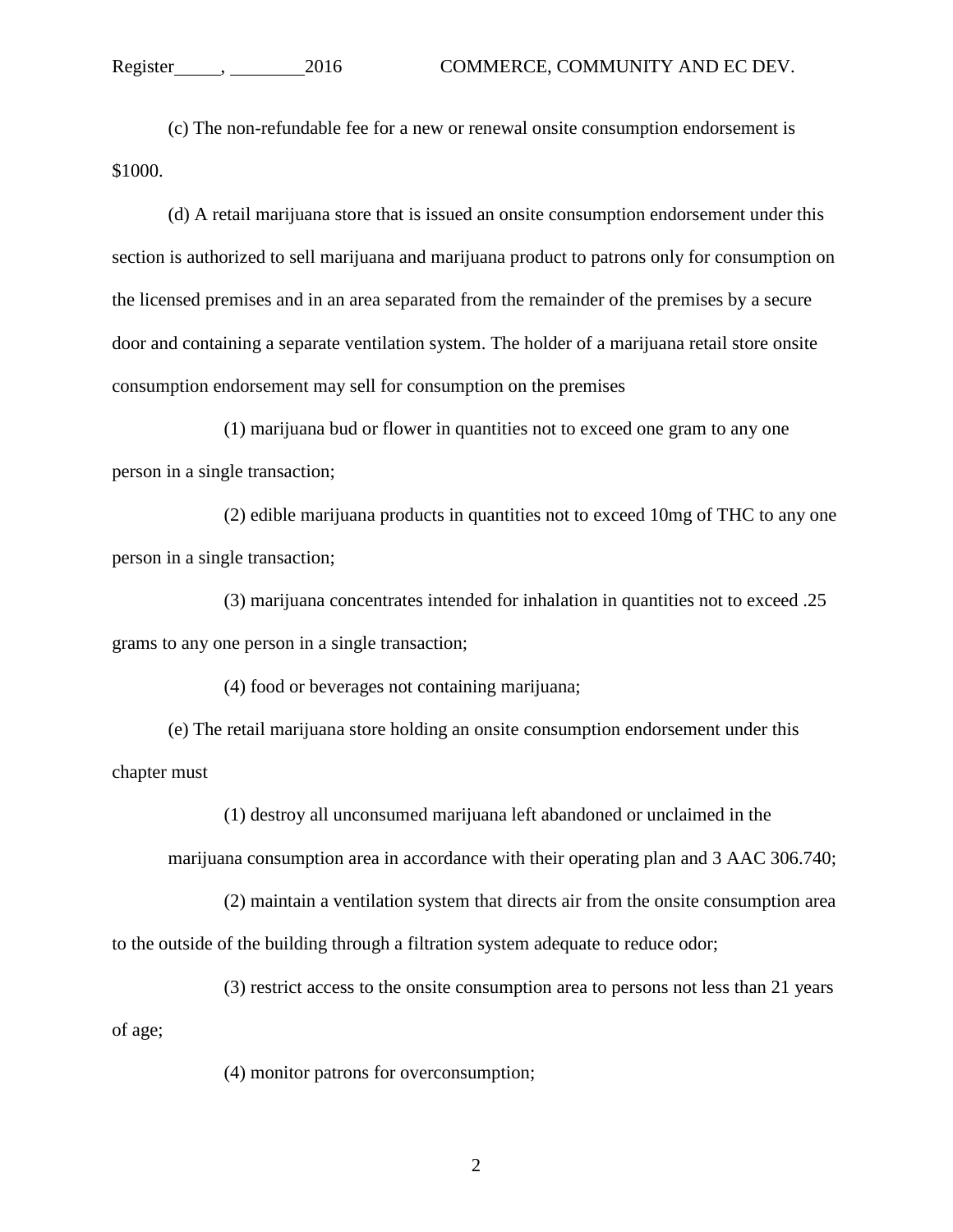(c) The non-refundable fee for a new or renewal onsite consumption endorsement is $1000.

(d) A retail marijuana store that is issued an onsite consumption endorsement under this section is authorized to sell marijuana and marijuana product to patrons only for consumption on the licensed premises and in an area separated from the remainder of the premises by a secure door and containing a separate ventilation system. The holder of a marijuana retail store onsite consumption endorsement may sell for consumption on the premises

(1) marijuana bud or flower in quantities not to exceed one gram to any one person in a single transaction;

(2) edible marijuana products in quantities not to exceed 10mg of THC to any one person in a single transaction;

(3) marijuana concentrates intended for inhalation in quantities not to exceed .25 grams to any one person in a single transaction;

(4) food or beverages not containing marijuana;

(e) The retail marijuana store holding an onsite consumption endorsement under this chapter must

(1) destroy all unconsumed marijuana left abandoned or unclaimed in the marijuana consumption area in accordance with their operating plan and 3 AAC 306.740;

(2) maintain a ventilation system that directs air from the onsite consumption area to the outside of the building through a filtration system adequate to reduce odor;

(3) restrict access to the onsite consumption area to persons not less than 21 years of age;

(4) monitor patrons for overconsumption;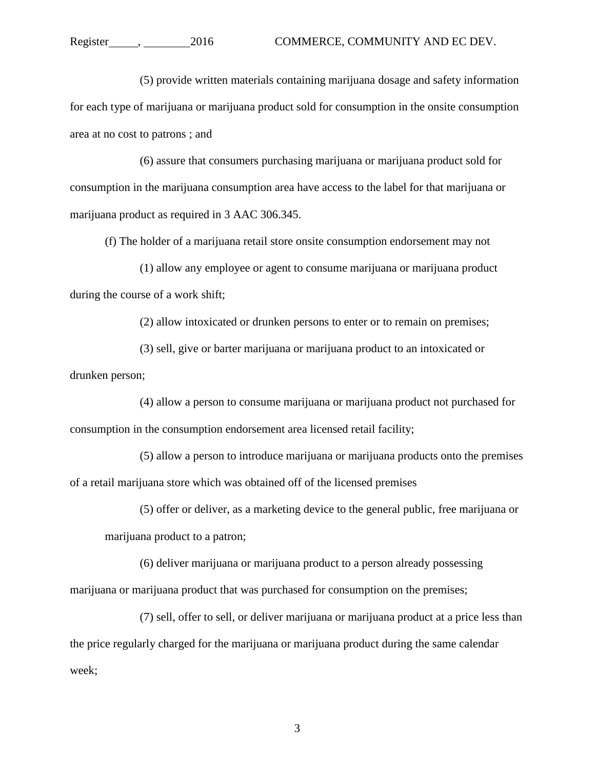(5) provide written materials containing marijuana dosage and safety information for each type of marijuana or marijuana product sold for consumption in the onsite consumption area at no cost to patrons ; and

(6) assure that consumers purchasing marijuana or marijuana product sold for consumption in the marijuana consumption area have access to the label for that marijuana or marijuana product as required in 3 AAC 306.345.

(f) The holder of a marijuana retail store onsite consumption endorsement may not

(1) allow any employee or agent to consume marijuana or marijuana product during the course of a work shift;

(2) allow intoxicated or drunken persons to enter or to remain on premises;

(3) sell, give or barter marijuana or marijuana product to an intoxicated or drunken person;

(4) allow a person to consume marijuana or marijuana product not purchased for consumption in the consumption endorsement area licensed retail facility;

(5) allow a person to introduce marijuana or marijuana products onto the premises of a retail marijuana store which was obtained off of the licensed premises

(5) offer or deliver, as a marketing device to the general public, free marijuana or marijuana product to a patron;

(6) deliver marijuana or marijuana product to a person already possessing marijuana or marijuana product that was purchased for consumption on the premises;

(7) sell, offer to sell, or deliver marijuana or marijuana product at a price less than the price regularly charged for the marijuana or marijuana product during the same calendar week;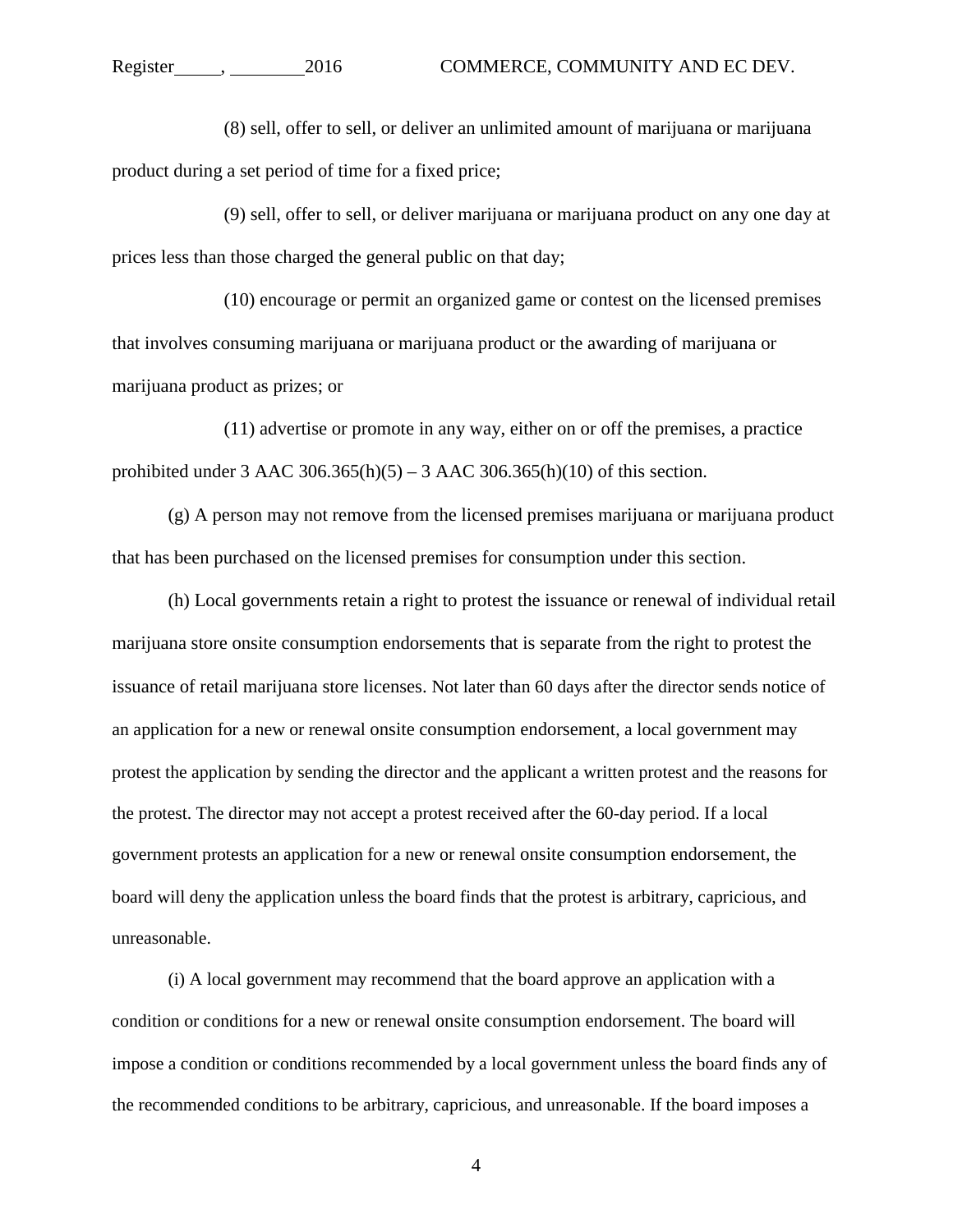(8) sell, offer to sell, or deliver an unlimited amount of marijuana or marijuana product during a set period of time for a fixed price;

(9) sell, offer to sell, or deliver marijuana or marijuana product on any one day at prices less than those charged the general public on that day;

(10) encourage or permit an organized game or contest on the licensed premises that involves consuming marijuana or marijuana product or the awarding of marijuana or marijuana product as prizes; or

(11) advertise or promote in any way, either on or off the premises, a practice prohibited under 3 AAC 306.365(h)(5) – 3 AAC 306.365(h)(10) of this section.

(g) A person may not remove from the licensed premises marijuana or marijuana product that has been purchased on the licensed premises for consumption under this section.

(h) Local governments retain a right to protest the issuance or renewal of individual retail marijuana store onsite consumption endorsements that is separate from the right to protest the issuance of retail marijuana store licenses. Not later than 60 days after the director sends notice of an application for a new or renewal onsite consumption endorsement, a local government may protest the application by sending the director and the applicant a written protest and the reasons for the protest. The director may not accept a protest received after the 60-day period. If a local government protests an application for a new or renewal onsite consumption endorsement, the board will deny the application unless the board finds that the protest is arbitrary, capricious, and unreasonable.

(i) A local government may recommend that the board approve an application with a condition or conditions for a new or renewal onsite consumption endorsement. The board will impose a condition or conditions recommended by a local government unless the board finds any of the recommended conditions to be arbitrary, capricious, and unreasonable. If the board imposes a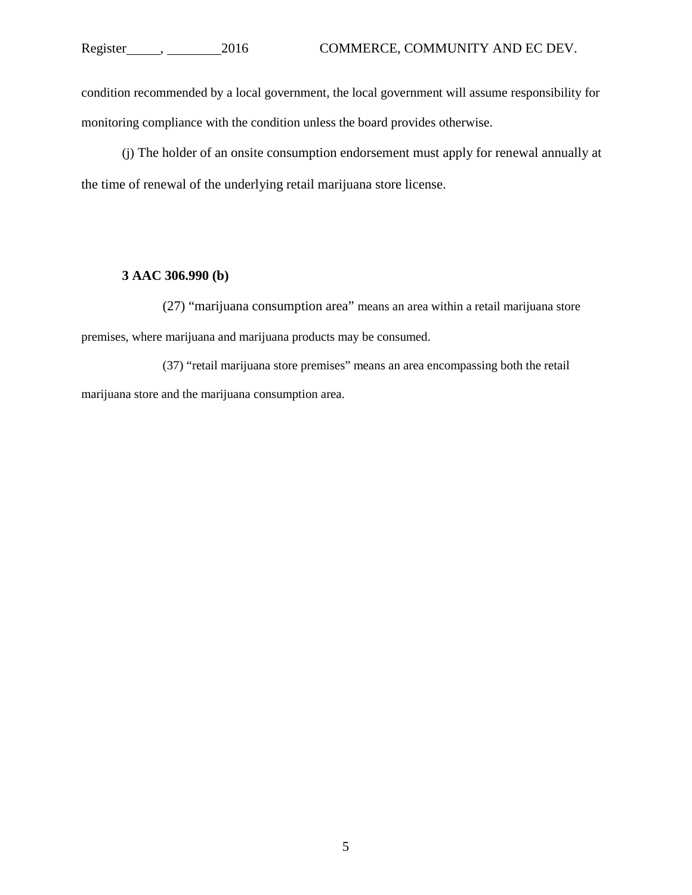condition recommended by a local government, the local government will assume responsibility for monitoring compliance with the condition unless the board provides otherwise.

(j) The holder of an onsite consumption endorsement must apply for renewal annually at the time of renewal of the underlying retail marijuana store license.

**3 AAC 306.990 (b)**

(27) "marijuana consumption area" means an area within a retail marijuana store premises, where marijuana and marijuana products may be consumed.

(37) "retail marijuana store premises" means an area encompassing both the retail marijuana store and the marijuana consumption area.